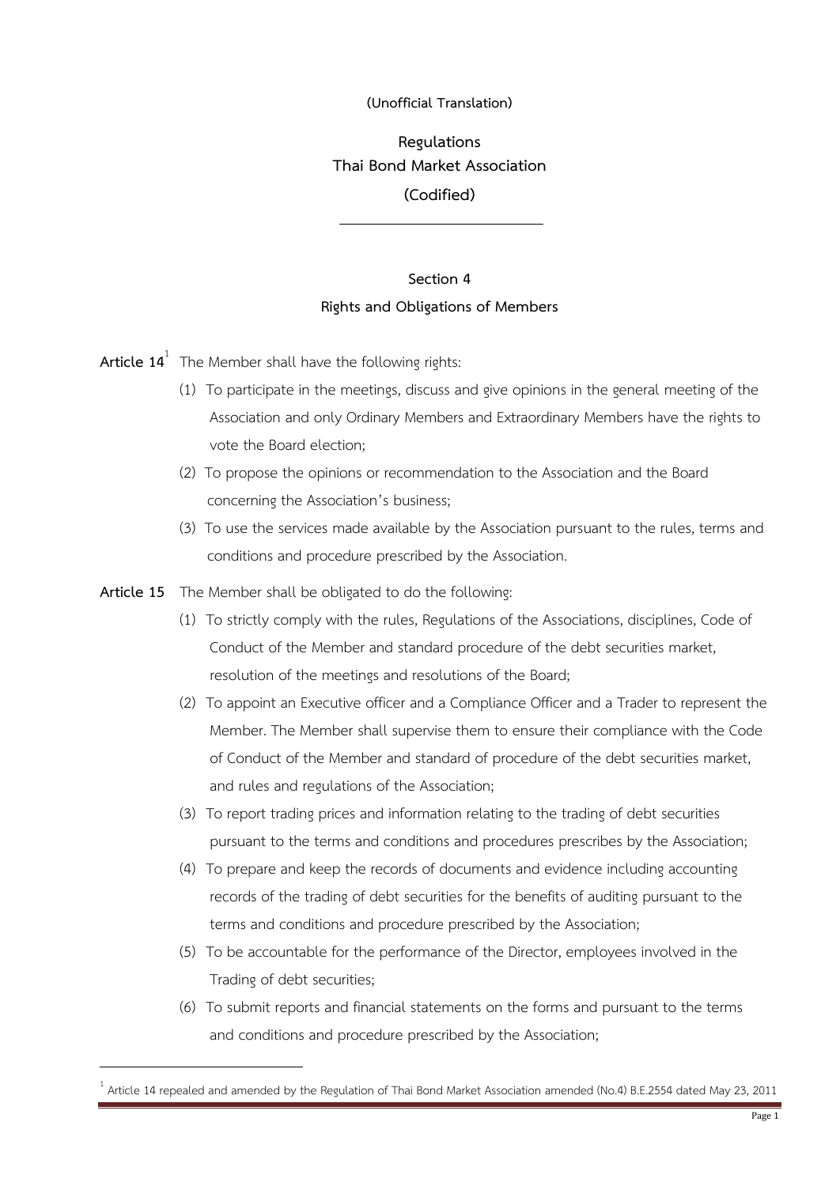(Unofficial Translation)

# Regulations
# Thai Bond Market Association
# (Codified)

---

## Section 4
## Rights and Obligations of Members

**Article 14**[1] The Member shall have the following rights:

(1) To participate in the meetings, discuss and give opinions in the general meeting of the Association and only Ordinary Members and Extraordinary Members have the rights to vote the Board election;

(2) To propose the opinions or recommendation to the Association and the Board concerning the Association's business;

(3) To use the services made available by the Association pursuant to the rules, terms and conditions and procedure prescribed by the Association.

**Article 15** The Member shall be obligated to do the following:

(1) To strictly comply with the rules, Regulations of the Associations, disciplines, Code of Conduct of the Member and standard procedure of the debt securities market, resolution of the meetings and resolutions of the Board;

(2) To appoint an Executive officer and a Compliance Officer and a Trader to represent the Member. The Member shall supervise them to ensure their compliance with the Code of Conduct of the Member and standard of procedure of the debt securities market, and rules and regulations of the Association;

(3) To report trading prices and information relating to the trading of debt securities pursuant to the terms and conditions and procedures prescribes by the Association;

(4) To prepare and keep the records of documents and evidence including accounting records of the trading of debt securities for the benefits of auditing pursuant to the terms and conditions and procedure prescribed by the Association;

(5) To be accountable for the performance of the Director, employees involved in the Trading of debt securities;

(6) To submit reports and financial statements on the forms and pursuant to the terms and conditions and procedure prescribed by the Association;

---

[1] Article 14 repealed and amended by the Regulation of Thai Bond Market Association amended (No.4) B.E.2554 dated May 23, 2011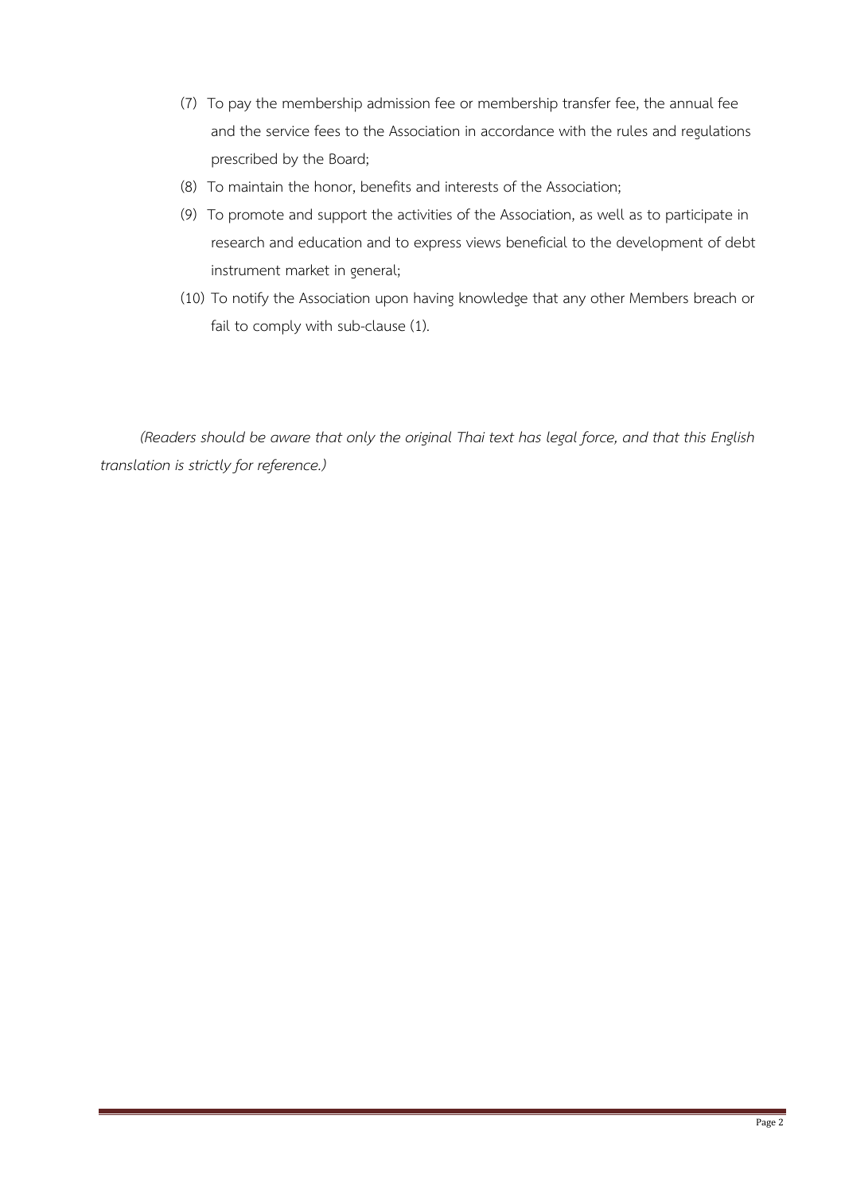(7) To pay the membership admission fee or membership transfer fee, the annual fee and the service fees to the Association in accordance with the rules and regulations prescribed by the Board;

(8) To maintain the honor, benefits and interests of the Association;

(9) To promote and support the activities of the Association, as well as to participate in research and education and to express views beneficial to the development of debt instrument market in general;

(10) To notify the Association upon having knowledge that any other Members breach or fail to comply with sub-clause (1).

*(Readers should be aware that only the original Thai text has legal force, and that this English translation is strictly for reference.)*